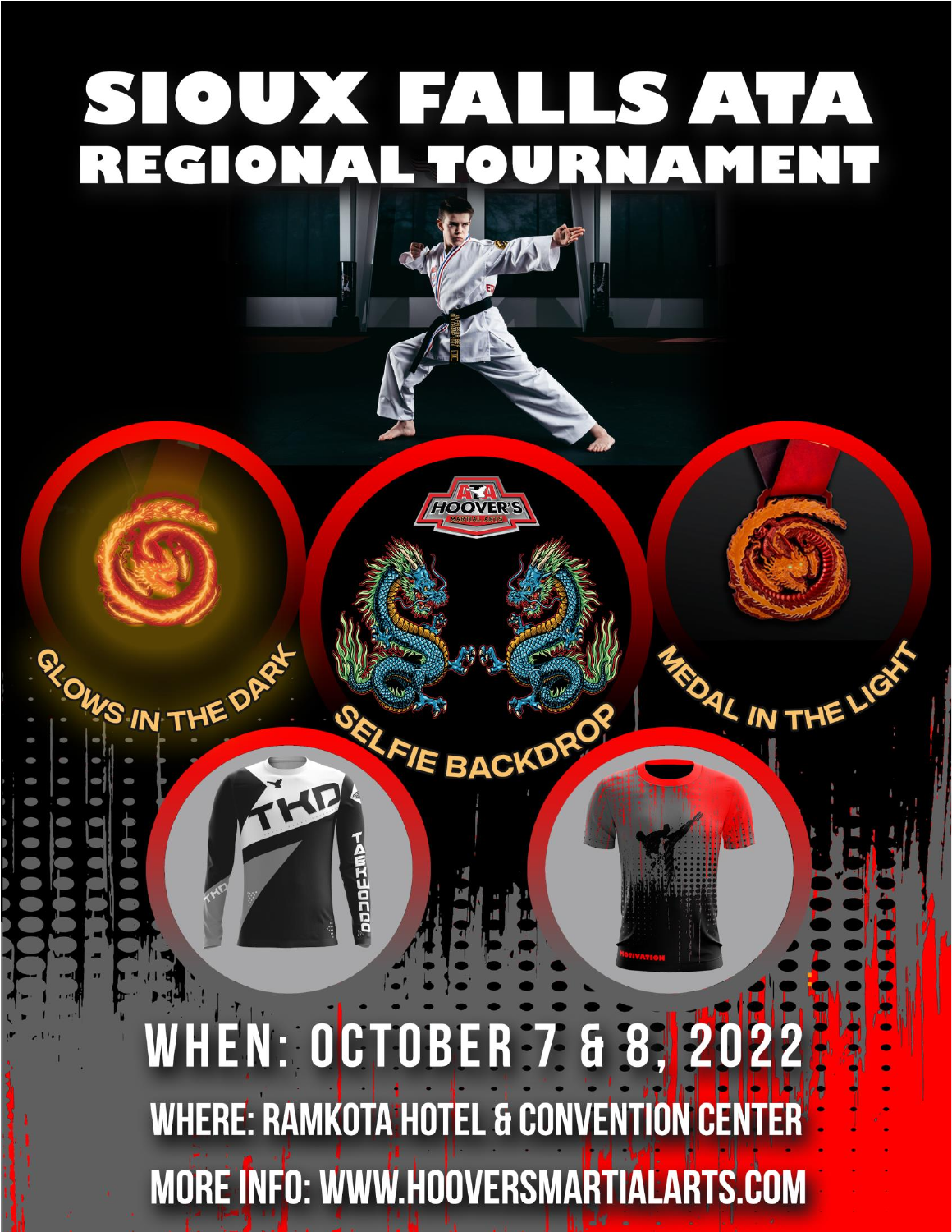# SIOUX FALLS ATA REGIONAL TOURNAMENT

GLOWS IN THE DARK

SELFIE BACKDROP

MEDAL IN THE LIGHT

## WHEN: OCTOBER 7 & 8, 2022

**WHERE: RAMKOTA HOTEL & CONVENTION CENTER**

**MORE INFO: WWW.HOOVERSMARTIALARTS.COM**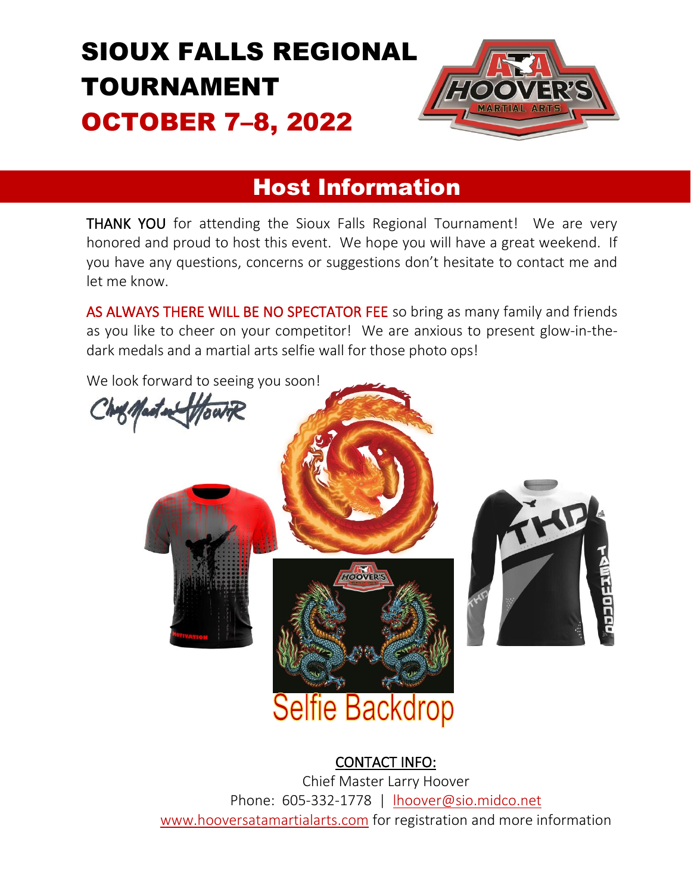# SIOUX FALLS REGIONAL TOURNAMENT

# OCTOBER 7–8, 2022

## Host Information

THANK YOU for attending the Sioux Falls Regional Tournament! We are very honored and proud to host this event. We hope you will have a great weekend. If you have any questions, concerns or suggestions don't hesitate to contact me and let me know.

AS ALWAYS THERE WILL BE NO SPECTATOR FEE so bring as many family and friends as you like to cheer on your competitor! We are anxious to present glow-in-the-dark medals and a martial arts selfie wall for those photo ops!

We look forward to seeing you soon!

Chief Master Hoover

Selfie Backdrop

CONTACT INFO:

Chief Master Larry Hoover

Phone: 605-332-1778 | lhoover@sio.midco.net

www.hooversatamartialarts.com for registration and more information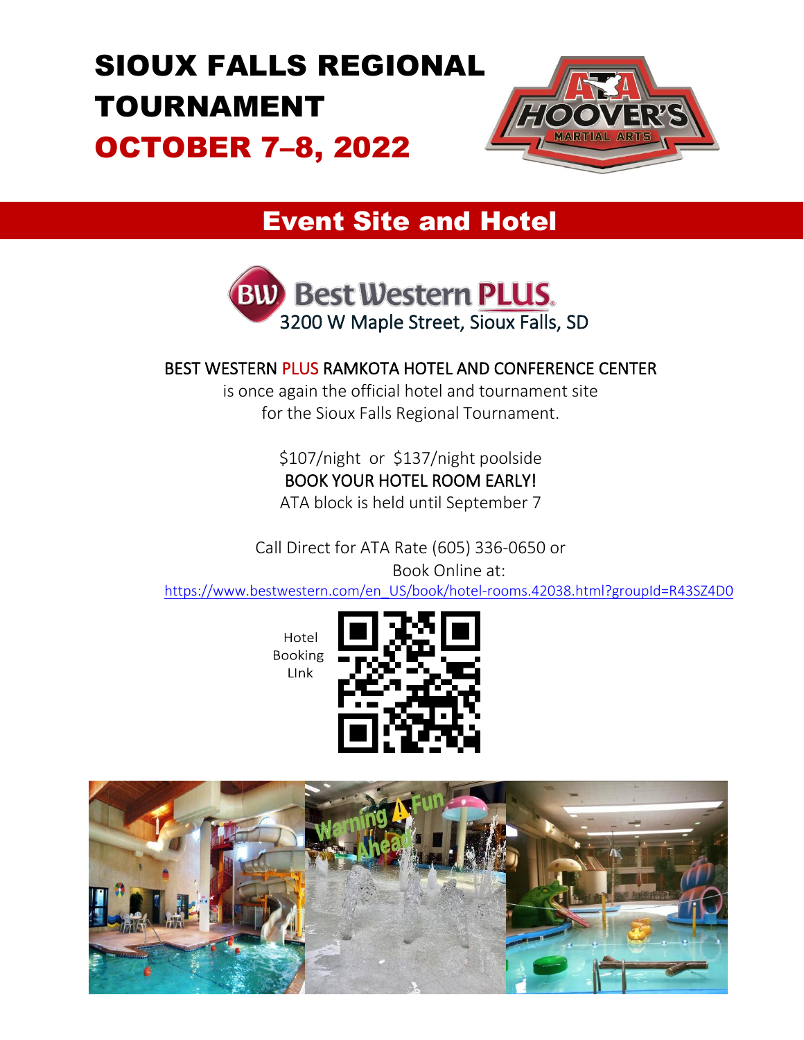# SIOUX FALLS REGIONAL TOURNAMENT

# OCTOBER 7–8, 2022

## Event Site and Hotel

Best Western PLUS
3200 W Maple Street, Sioux Falls, SD

BEST WESTERN PLUS RAMKOTA HOTEL AND CONFERENCE CENTER
is once again the official hotel and tournament site
for the Sioux Falls Regional Tournament.

$107/night or $137/night poolside
BOOK YOUR HOTEL ROOM EARLY!
ATA block is held until September 7

Call Direct for ATA Rate (605) 336-0650 or
Book Online at:
https://www.bestwestern.com/en_US/book/hotel-rooms.42038.html?groupId=R43SZ4D0

Hotel Booking LInk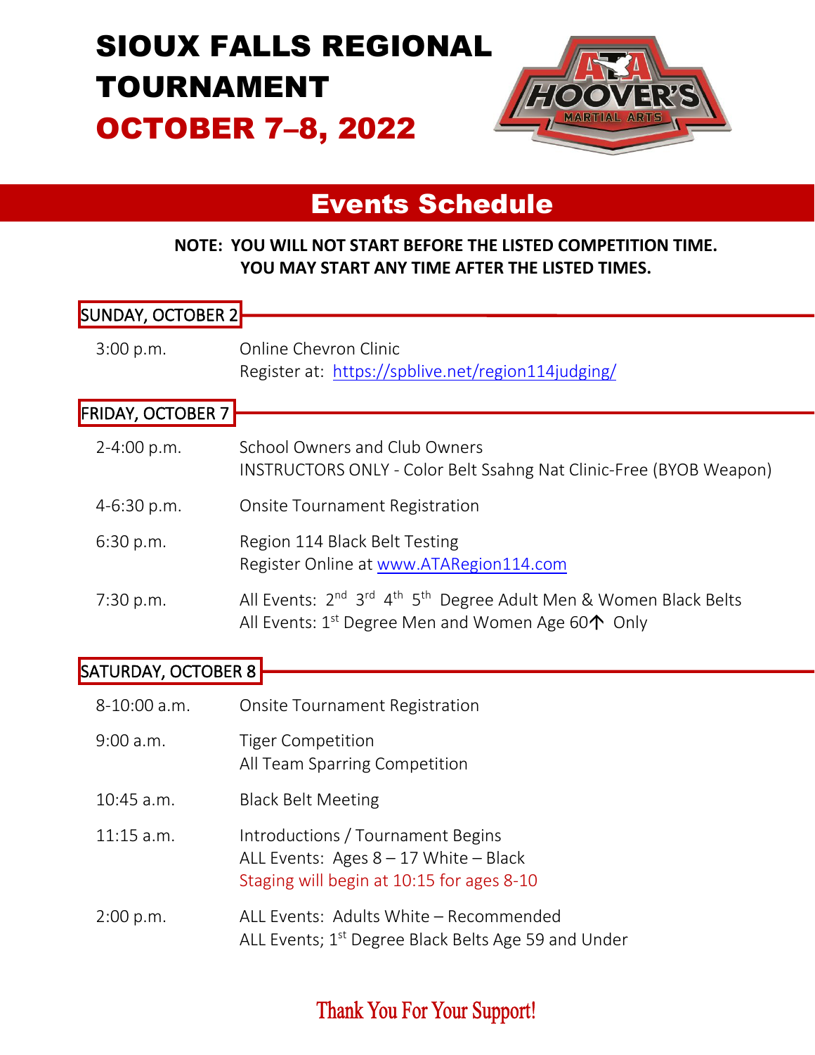# SIOUX FALLS REGIONAL TOURNAMENT

# OCTOBER 7–8, 2022

## Events Schedule

**NOTE: YOU WILL NOT START BEFORE THE LISTED COMPETITION TIME. YOU MAY START ANY TIME AFTER THE LISTED TIMES.**

### SUNDAY, OCTOBER 2

| | |
|---|---|
| 3:00 p.m. | Online Chevron Clinic<br>Register at: https://spblive.net/region114judging/ |

### FRIDAY, OCTOBER 7

| | |
|---|---|
| 2-4:00 p.m. | School Owners and Club Owners<br>INSTRUCTORS ONLY - Color Belt Ssahng Nat Clinic-Free (BYOB Weapon) |
| 4-6:30 p.m. | Onsite Tournament Registration |
| 6:30 p.m. | Region 114 Black Belt Testing<br>Register Online at www.ATARegion114.com |
| 7:30 p.m. | All Events: 2nd 3rd 4th 5th Degree Adult Men & Women Black Belts<br>All Events: 1st Degree Men and Women Age 60↑ Only |

### SATURDAY, OCTOBER 8

| | |
|---|---|
| 8-10:00 a.m. | Onsite Tournament Registration |
| 9:00 a.m. | Tiger Competition<br>All Team Sparring Competition |
| 10:45 a.m. | Black Belt Meeting |
| 11:15 a.m. | Introductions / Tournament Begins<br>ALL Events: Ages 8 – 17 White – Black<br>Staging will begin at 10:15 for ages 8-10 |
| 2:00 p.m. | ALL Events: Adults White – Recommended<br>ALL Events; 1st Degree Black Belts Age 59 and Under |

Thank You For Your Support!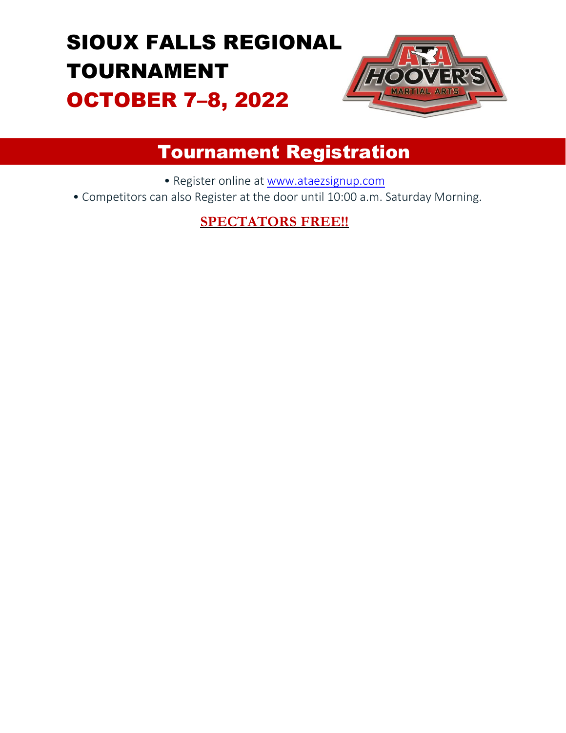# SIOUX FALLS REGIONAL TOURNAMENT
# OCTOBER 7–8, 2022

## Tournament Registration

• Register online at [www.ataezsignup.com](http://www.ataezsignup.com)

• Competitors can also Register at the door until 10:00 a.m. Saturday Morning.

**SPECTATORS FREE!!**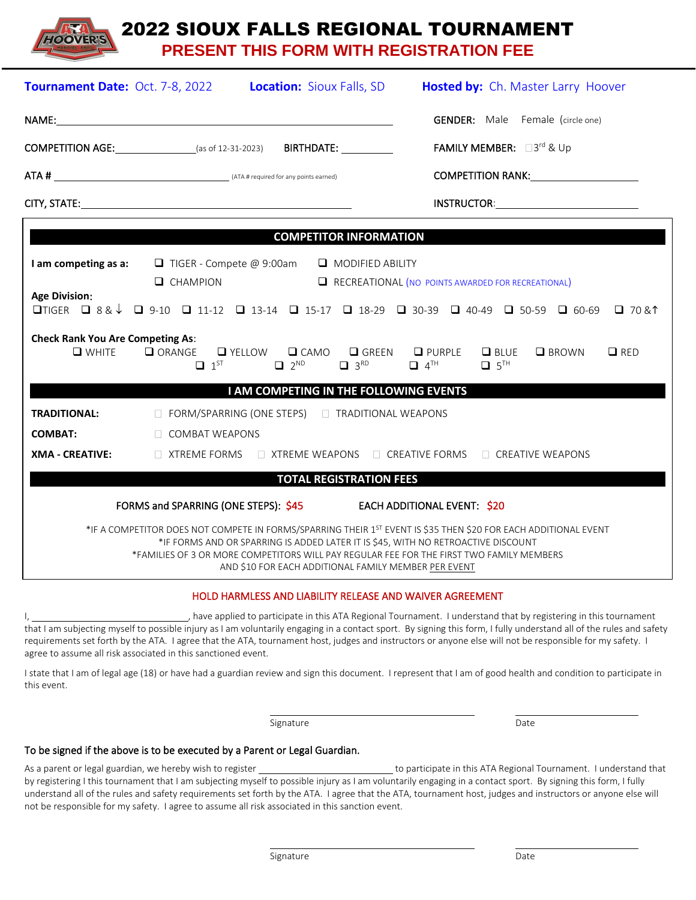# 2022 SIOUX FALLS REGIONAL TOURNAMENT

## PRESENT THIS FORM WITH REGISTRATION FEE

**Tournament Date:** Oct. 7-8, 2022 **Location:** Sioux Falls, SD **Hosted by:** Ch. Master Larry Hoover

NAME: ______________________________ GENDER: Male Female (circle one)

COMPETITION AGE: ____________ (as of 12-31-2023) BIRTHDATE: __________ FAMILY MEMBER: ☐ 3rd & Up

ATA # ______________________ (ATA # required for any points earned) COMPETITION RANK: ______________

CITY, STATE: ______________________________ INSTRUCTOR: ______________

### COMPETITOR INFORMATION

**I am competing as a:** ☐ TIGER - Compete @ 9:00am ☐ MODIFIED ABILITY ☐ CHAMPION ☐ RECREATIONAL (NO POINTS AWARDED FOR RECREATIONAL)

**Age Division:**
☐ TIGER ☐ 8 & ↓ ☐ 9-10 ☐ 11-12 ☐ 13-14 ☐ 15-17 ☐ 18-29 ☐ 30-39 ☐ 40-49 ☐ 50-59 ☐ 60-69 ☐ 70 &↑

**Check Rank You Are Competing As:**
☐ WHITE ☐ ORANGE ☐ YELLOW ☐ CAMO ☐ GREEN ☐ PURPLE ☐ BLUE ☐ BROWN ☐ RED
☐ 1ST ☐ 2ND ☐ 3RD ☐ 4TH ☐ 5TH

### I AM COMPETING IN THE FOLLOWING EVENTS

**TRADITIONAL:** ☐ FORM/SPARRING (ONE STEPS) ☐ TRADITIONAL WEAPONS

**COMBAT:** ☐ COMBAT WEAPONS

**XMA - CREATIVE:** ☐ XTREME FORMS ☐ XTREME WEAPONS ☐ CREATIVE FORMS ☐ CREATIVE WEAPONS

### TOTAL REGISTRATION FEES

FORMS and SPARRING (ONE STEPS): $45 EACH ADDITIONAL EVENT: $20

*IF A COMPETITOR DOES NOT COMPETE IN FORMS/SPARRING THEIR 1ST EVENT IS $35 THEN $20 FOR EACH ADDITIONAL EVENT
*IF FORMS AND OR SPARRING IS ADDED LATER IT IS $45, WITH NO RETROACTIVE DISCOUNT
*FAMILIES OF 3 OR MORE COMPETITORS WILL PAY REGULAR FEE FOR THE FIRST TWO FAMILY MEMBERS AND $10 FOR EACH ADDITIONAL FAMILY MEMBER PER EVENT

### HOLD HARMLESS AND LIABILITY RELEASE AND WAIVER AGREEMENT

I, ______________________, have applied to participate in this ATA Regional Tournament. I understand that by registering in this tournament that I am subjecting myself to possible injury as I am voluntarily engaging in a contact sport. By signing this form, I fully understand all of the rules and safety requirements set forth by the ATA. I agree that the ATA, tournament host, judges and instructors or anyone else will not be responsible for my safety. I agree to assume all risk associated in this sanctioned event.

I state that I am of legal age (18) or have had a guardian review and sign this document. I represent that I am of good health and condition to participate in this event.

______________________ Signature ____________ Date

To be signed if the above is to be executed by a Parent or Legal Guardian.

As a parent or legal guardian, we hereby wish to register ______________________ to participate in this ATA Regional Tournament. I understand that by registering I this tournament that I am subjecting myself to possible injury as I am voluntarily engaging in a contact sport. By signing this form, I fully understand all of the rules and safety requirements set forth by the ATA. I agree that the ATA, tournament host, judges and instructors or anyone else will not be responsible for my safety. I agree to assume all risk associated in this sanction event.

______________________ Signature ____________ Date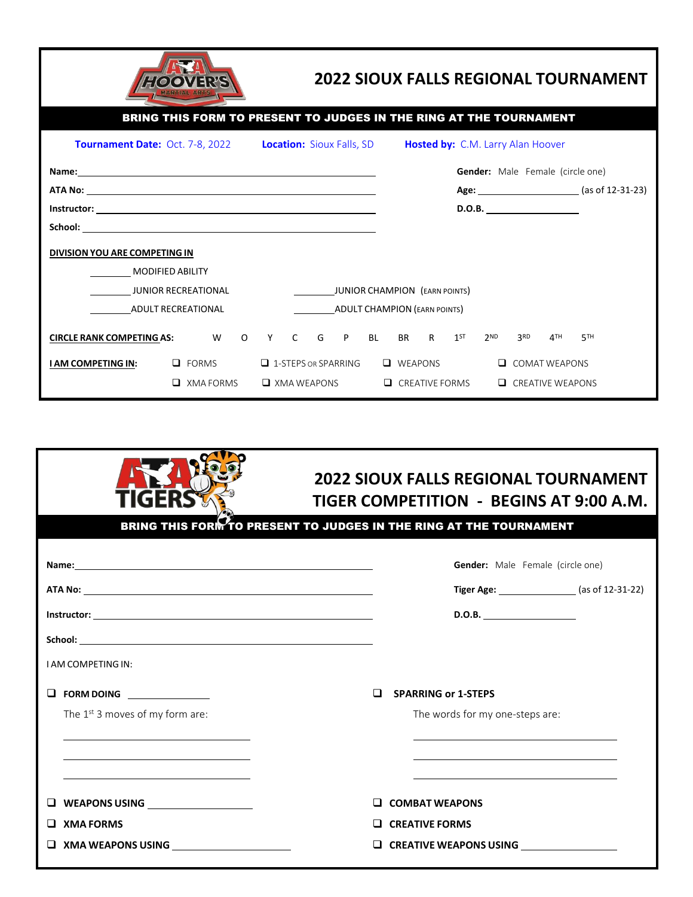# 2022 SIOUX FALLS REGIONAL TOURNAMENT

**BRING THIS FORM TO PRESENT TO JUDGES IN THE RING AT THE TOURNAMENT**

**Tournament Date:** Oct. 7-8, 2022 **Location:** Sioux Falls, SD **Hosted by:** C.M. Larry Alan Hoover

**Name:** ______________________________ **Gender:** Male Female (circle one)

**ATA No:** ______________________________ **Age:** ______________ (as of 12-31-23)

**Instructor:** ______________________________ **D.O.B.** ______________

**School:** ______________________________

**DIVISION YOU ARE COMPETING IN**

________ MODIFIED ABILITY

________ JUNIOR RECREATIONAL ________ JUNIOR CHAMPION (EARN POINTS)

________ ADULT RECREATIONAL ________ ADULT CHAMPION (EARN POINTS)

**CIRCLE RANK COMPETING AS:** W O Y C G P BL BR R 1ST 2ND 3RD 4TH 5TH

**I AM COMPETING IN:**

- ❑ FORMS
- ❑ 1-STEPS OR SPARRING
- ❑ WEAPONS
- ❑ COMAT WEAPONS
- ❑ XMA FORMS
- ❑ XMA WEAPONS
- ❑ CREATIVE FORMS
- ❑ CREATIVE WEAPONS

---

# 2022 SIOUX FALLS REGIONAL TOURNAMENT
## TIGER COMPETITION - BEGINS AT 9:00 A.M.

**BRING THIS FORM TO PRESENT TO JUDGES IN THE RING AT THE TOURNAMENT**

**Name:** ______________________________ **Gender:** Male Female (circle one)

**ATA No:** ______________________________ **Tiger Age:** ______________ (as of 12-31-22)

**Instructor:** ______________________________ **D.O.B.** ______________

**School:** ______________________________

I AM COMPETING IN:

❑ **FORM DOING** ______________

The 1st 3 moves of my form are:

______________________________

______________________________

______________________________

❑ **SPARRING or 1-STEPS**

The words for my one-steps are:

______________________________

______________________________

______________________________

❑ **WEAPONS USING** ______________

❑ **COMBAT WEAPONS**

❑ **XMA FORMS**

❑ **CREATIVE FORMS**

❑ **XMA WEAPONS USING** ______________

❑ **CREATIVE WEAPONS USING** ______________